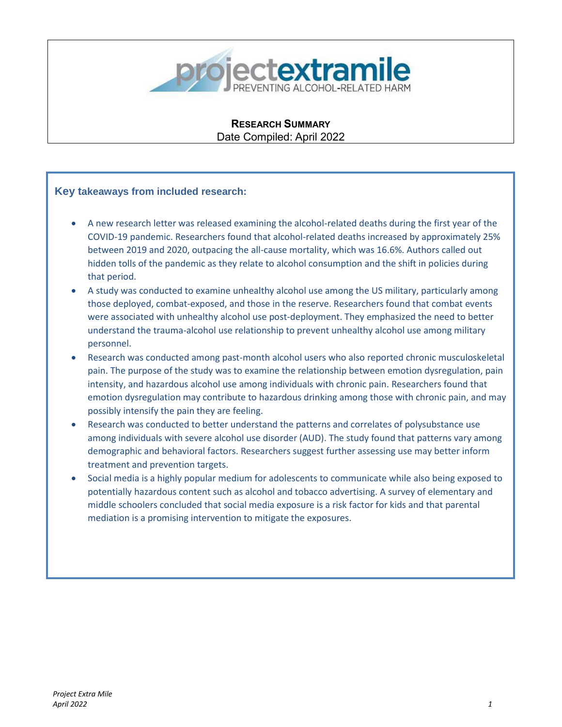projectextramile
PREVENTING ALCOHOL-RELATED HARM

**RESEARCH SUMMARY**
Date Compiled: April 2022

### Key takeaways from included research:

- A new research letter was released examining the alcohol-related deaths during the first year of the COVID-19 pandemic. Researchers found that alcohol-related deaths increased by approximately 25% between 2019 and 2020, outpacing the all-cause mortality, which was 16.6%. Authors called out hidden tolls of the pandemic as they relate to alcohol consumption and the shift in policies during that period.
- A study was conducted to examine unhealthy alcohol use among the US military, particularly among those deployed, combat-exposed, and those in the reserve. Researchers found that combat events were associated with unhealthy alcohol use post-deployment. They emphasized the need to better understand the trauma-alcohol use relationship to prevent unhealthy alcohol use among military personnel.
- Research was conducted among past-month alcohol users who also reported chronic musculoskeletal pain. The purpose of the study was to examine the relationship between emotion dysregulation, pain intensity, and hazardous alcohol use among individuals with chronic pain. Researchers found that emotion dysregulation may contribute to hazardous drinking among those with chronic pain, and may possibly intensify the pain they are feeling.
- Research was conducted to better understand the patterns and correlates of polysubstance use among individuals with severe alcohol use disorder (AUD). The study found that patterns vary among demographic and behavioral factors. Researchers suggest further assessing use may better inform treatment and prevention targets.
- Social media is a highly popular medium for adolescents to communicate while also being exposed to potentially hazardous content such as alcohol and tobacco advertising. A survey of elementary and middle schoolers concluded that social media exposure is a risk factor for kids and that parental mediation is a promising intervention to mitigate the exposures.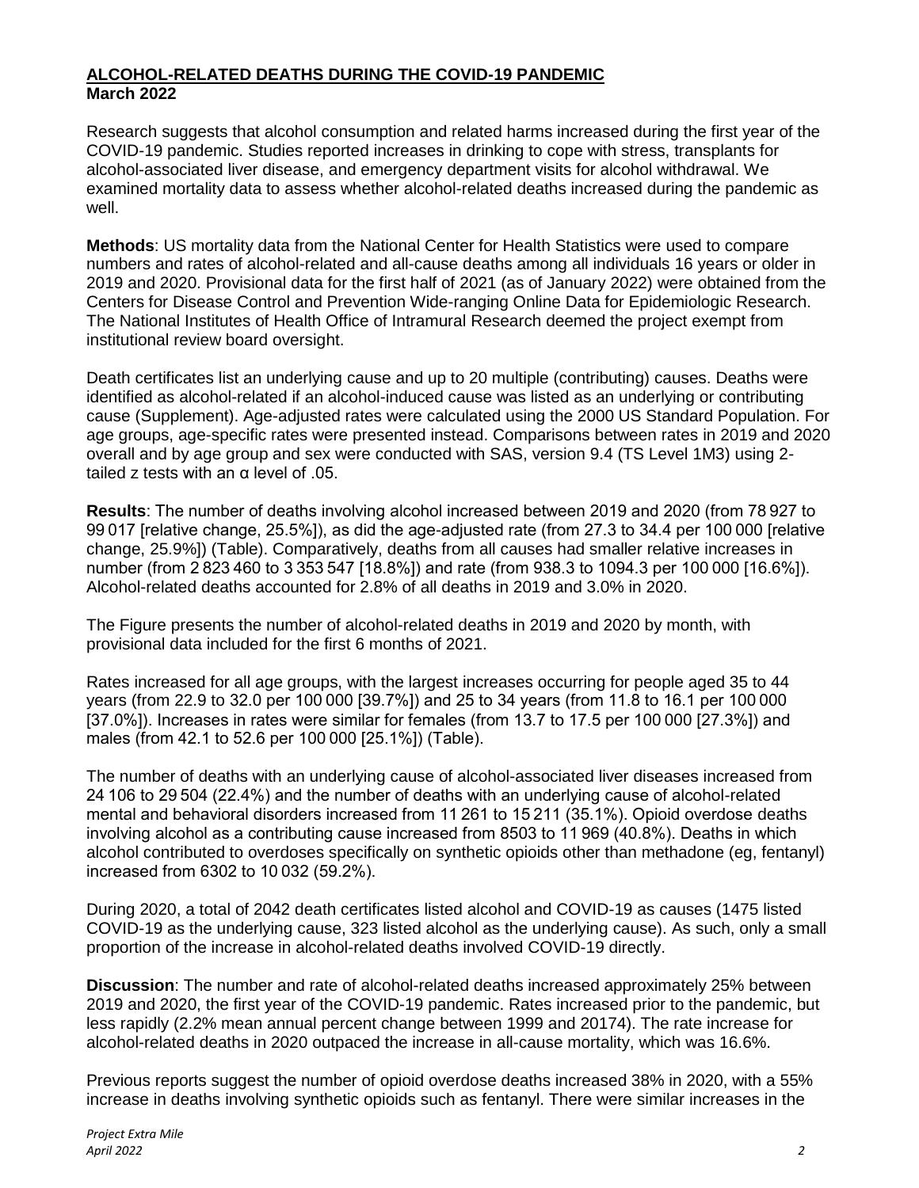## ALCOHOL-RELATED DEATHS DURING THE COVID-19 PANDEMIC

**March 2022**

Research suggests that alcohol consumption and related harms increased during the first year of the COVID-19 pandemic. Studies reported increases in drinking to cope with stress, transplants for alcohol-associated liver disease, and emergency department visits for alcohol withdrawal. We examined mortality data to assess whether alcohol-related deaths increased during the pandemic as well.

**Methods**: US mortality data from the National Center for Health Statistics were used to compare numbers and rates of alcohol-related and all-cause deaths among all individuals 16 years or older in 2019 and 2020. Provisional data for the first half of 2021 (as of January 2022) were obtained from the Centers for Disease Control and Prevention Wide-ranging Online Data for Epidemiologic Research. The National Institutes of Health Office of Intramural Research deemed the project exempt from institutional review board oversight.

Death certificates list an underlying cause and up to 20 multiple (contributing) causes. Deaths were identified as alcohol-related if an alcohol-induced cause was listed as an underlying or contributing cause (Supplement). Age-adjusted rates were calculated using the 2000 US Standard Population. For age groups, age-specific rates were presented instead. Comparisons between rates in 2019 and 2020 overall and by age group and sex were conducted with SAS, version 9.4 (TS Level 1M3) using 2-tailed z tests with an α level of .05.

**Results**: The number of deaths involving alcohol increased between 2019 and 2020 (from 78 927 to 99 017 [relative change, 25.5%]), as did the age-adjusted rate (from 27.3 to 34.4 per 100 000 [relative change, 25.9%]) (Table). Comparatively, deaths from all causes had smaller relative increases in number (from 2 823 460 to 3 353 547 [18.8%]) and rate (from 938.3 to 1094.3 per 100 000 [16.6%]). Alcohol-related deaths accounted for 2.8% of all deaths in 2019 and 3.0% in 2020.

The Figure presents the number of alcohol-related deaths in 2019 and 2020 by month, with provisional data included for the first 6 months of 2021.

Rates increased for all age groups, with the largest increases occurring for people aged 35 to 44 years (from 22.9 to 32.0 per 100 000 [39.7%]) and 25 to 34 years (from 11.8 to 16.1 per 100 000 [37.0%]). Increases in rates were similar for females (from 13.7 to 17.5 per 100 000 [27.3%]) and males (from 42.1 to 52.6 per 100 000 [25.1%]) (Table).

The number of deaths with an underlying cause of alcohol-associated liver diseases increased from 24 106 to 29 504 (22.4%) and the number of deaths with an underlying cause of alcohol-related mental and behavioral disorders increased from 11 261 to 15 211 (35.1%). Opioid overdose deaths involving alcohol as a contributing cause increased from 8503 to 11 969 (40.8%). Deaths in which alcohol contributed to overdoses specifically on synthetic opioids other than methadone (eg, fentanyl) increased from 6302 to 10 032 (59.2%).

During 2020, a total of 2042 death certificates listed alcohol and COVID-19 as causes (1475 listed COVID-19 as the underlying cause, 323 listed alcohol as the underlying cause). As such, only a small proportion of the increase in alcohol-related deaths involved COVID-19 directly.

**Discussion**: The number and rate of alcohol-related deaths increased approximately 25% between 2019 and 2020, the first year of the COVID-19 pandemic. Rates increased prior to the pandemic, but less rapidly (2.2% mean annual percent change between 1999 and 2017[4]). The rate increase for alcohol-related deaths in 2020 outpaced the increase in all-cause mortality, which was 16.6%.

Previous reports suggest the number of opioid overdose deaths increased 38% in 2020, with a 55% increase in deaths involving synthetic opioids such as fentanyl. There were similar increases in the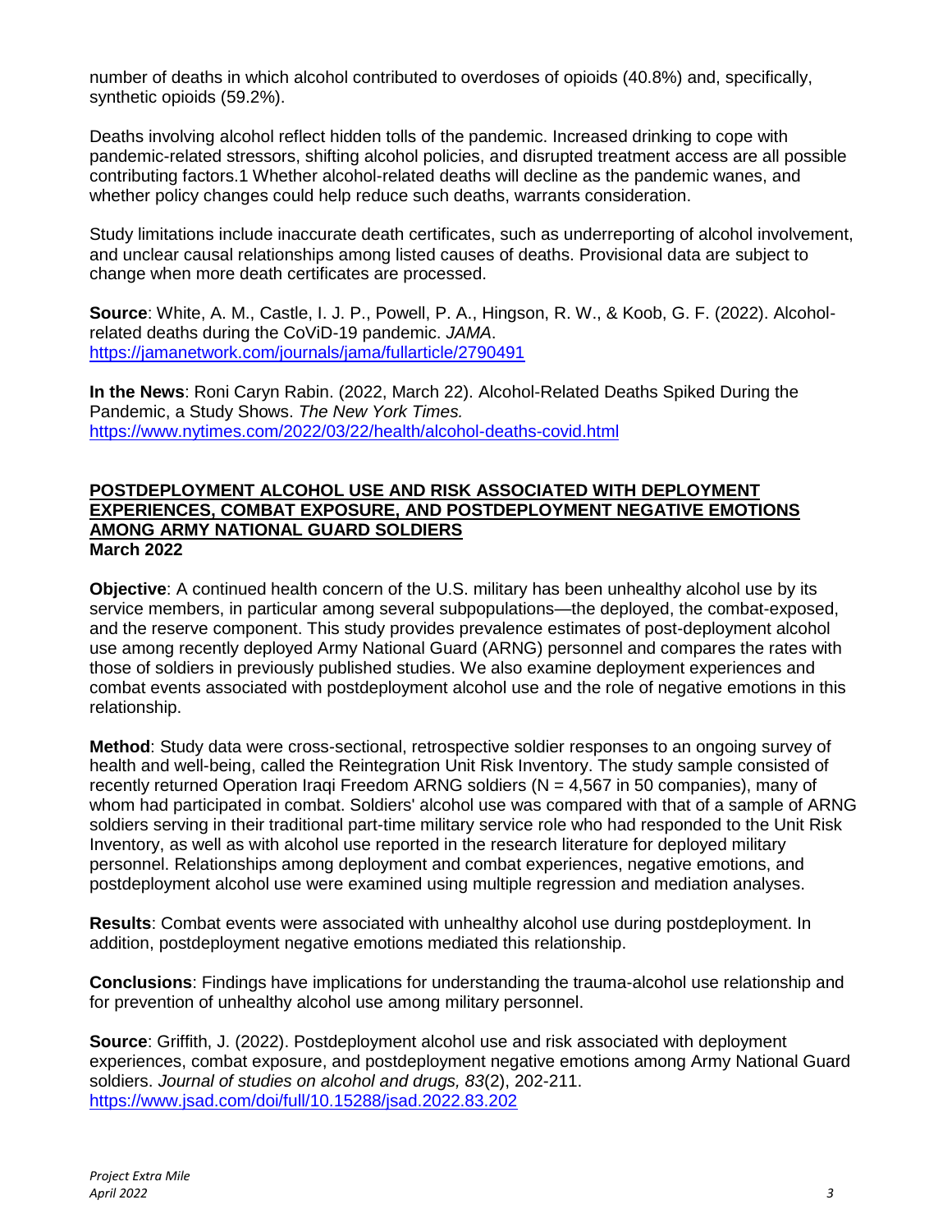number of deaths in which alcohol contributed to overdoses of opioids (40.8%) and, specifically, synthetic opioids (59.2%).

Deaths involving alcohol reflect hidden tolls of the pandemic. Increased drinking to cope with pandemic-related stressors, shifting alcohol policies, and disrupted treatment access are all possible contributing factors.1 Whether alcohol-related deaths will decline as the pandemic wanes, and whether policy changes could help reduce such deaths, warrants consideration.

Study limitations include inaccurate death certificates, such as underreporting of alcohol involvement, and unclear causal relationships among listed causes of deaths. Provisional data are subject to change when more death certificates are processed.

**Source**: White, A. M., Castle, I. J. P., Powell, P. A., Hingson, R. W., & Koob, G. F. (2022). Alcohol-related deaths during the CoViD-19 pandemic. *JAMA*. https://jamanetwork.com/journals/jama/fullarticle/2790491

**In the News**: Roni Caryn Rabin. (2022, March 22). Alcohol-Related Deaths Spiked During the Pandemic, a Study Shows. *The New York Times.* https://www.nytimes.com/2022/03/22/health/alcohol-deaths-covid.html

## POSTDEPLOYMENT ALCOHOL USE AND RISK ASSOCIATED WITH DEPLOYMENT EXPERIENCES, COMBAT EXPOSURE, AND POSTDEPLOYMENT NEGATIVE EMOTIONS AMONG ARMY NATIONAL GUARD SOLDIERS

**March 2022**

**Objective**: A continued health concern of the U.S. military has been unhealthy alcohol use by its service members, in particular among several subpopulations—the deployed, the combat-exposed, and the reserve component. This study provides prevalence estimates of post-deployment alcohol use among recently deployed Army National Guard (ARNG) personnel and compares the rates with those of soldiers in previously published studies. We also examine deployment experiences and combat events associated with postdeployment alcohol use and the role of negative emotions in this relationship.

**Method**: Study data were cross-sectional, retrospective soldier responses to an ongoing survey of health and well-being, called the Reintegration Unit Risk Inventory. The study sample consisted of recently returned Operation Iraqi Freedom ARNG soldiers (N = 4,567 in 50 companies), many of whom had participated in combat. Soldiers' alcohol use was compared with that of a sample of ARNG soldiers serving in their traditional part-time military service role who had responded to the Unit Risk Inventory, as well as with alcohol use reported in the research literature for deployed military personnel. Relationships among deployment and combat experiences, negative emotions, and postdeployment alcohol use were examined using multiple regression and mediation analyses.

**Results**: Combat events were associated with unhealthy alcohol use during postdeployment. In addition, postdeployment negative emotions mediated this relationship.

**Conclusions**: Findings have implications for understanding the trauma-alcohol use relationship and for prevention of unhealthy alcohol use among military personnel.

**Source**: Griffith, J. (2022). Postdeployment alcohol use and risk associated with deployment experiences, combat exposure, and postdeployment negative emotions among Army National Guard soldiers. *Journal of studies on alcohol and drugs, 83*(2), 202-211. https://www.jsad.com/doi/full/10.15288/jsad.2022.83.202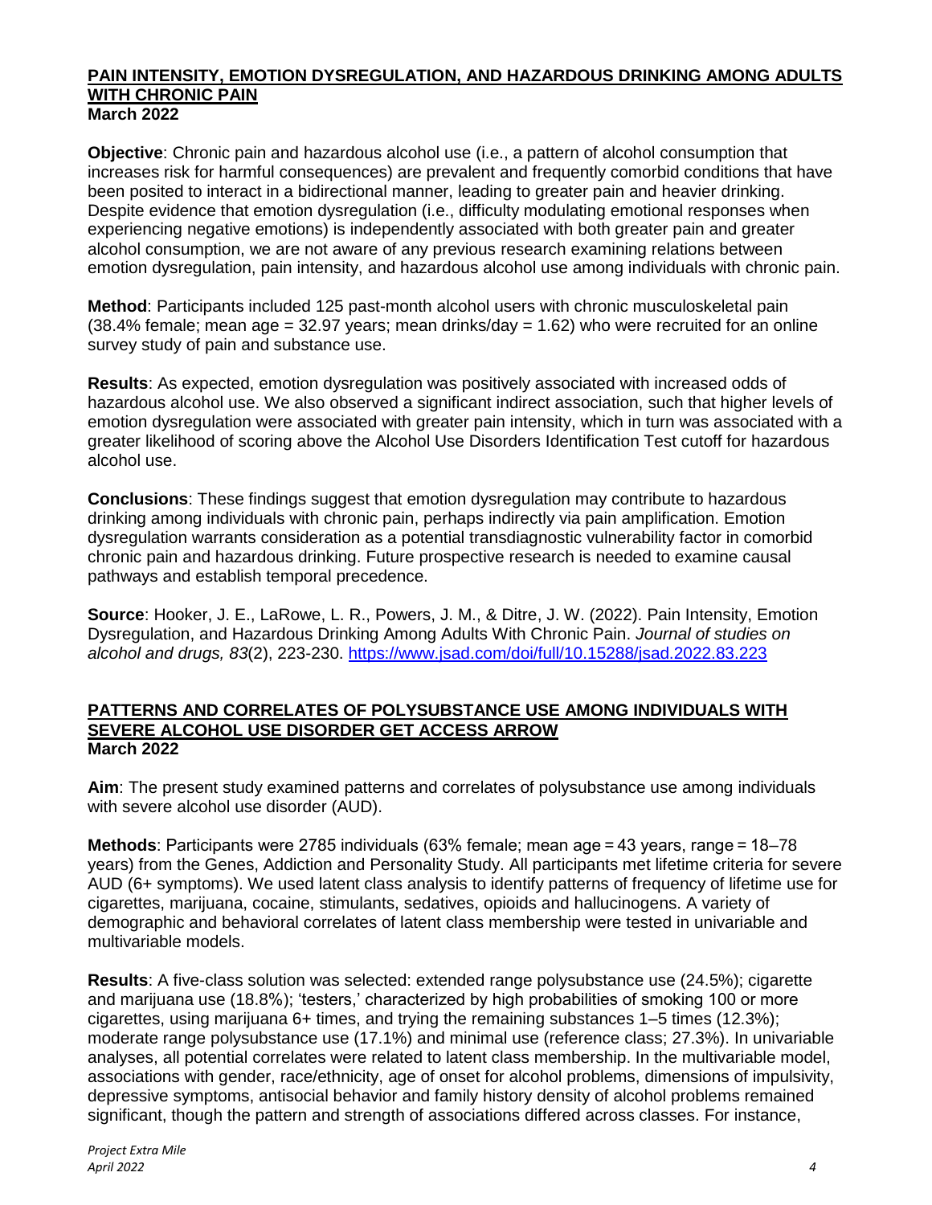## PAIN INTENSITY, EMOTION DYSREGULATION, AND HAZARDOUS DRINKING AMONG ADULTS WITH CHRONIC PAIN

**March 2022**

**Objective**: Chronic pain and hazardous alcohol use (i.e., a pattern of alcohol consumption that increases risk for harmful consequences) are prevalent and frequently comorbid conditions that have been posited to interact in a bidirectional manner, leading to greater pain and heavier drinking. Despite evidence that emotion dysregulation (i.e., difficulty modulating emotional responses when experiencing negative emotions) is independently associated with both greater pain and greater alcohol consumption, we are not aware of any previous research examining relations between emotion dysregulation, pain intensity, and hazardous alcohol use among individuals with chronic pain.

**Method**: Participants included 125 past-month alcohol users with chronic musculoskeletal pain (38.4% female; mean age = 32.97 years; mean drinks/day = 1.62) who were recruited for an online survey study of pain and substance use.

**Results**: As expected, emotion dysregulation was positively associated with increased odds of hazardous alcohol use. We also observed a significant indirect association, such that higher levels of emotion dysregulation were associated with greater pain intensity, which in turn was associated with a greater likelihood of scoring above the Alcohol Use Disorders Identification Test cutoff for hazardous alcohol use.

**Conclusions**: These findings suggest that emotion dysregulation may contribute to hazardous drinking among individuals with chronic pain, perhaps indirectly via pain amplification. Emotion dysregulation warrants consideration as a potential transdiagnostic vulnerability factor in comorbid chronic pain and hazardous drinking. Future prospective research is needed to examine causal pathways and establish temporal precedence.

**Source**: Hooker, J. E., LaRowe, L. R., Powers, J. M., & Ditre, J. W. (2022). Pain Intensity, Emotion Dysregulation, and Hazardous Drinking Among Adults With Chronic Pain. *Journal of studies on alcohol and drugs, 83*(2), 223-230. https://www.jsad.com/doi/full/10.15288/jsad.2022.83.223

## PATTERNS AND CORRELATES OF POLYSUBSTANCE USE AMONG INDIVIDUALS WITH SEVERE ALCOHOL USE DISORDER GET ACCESS ARROW

**March 2022**

**Aim**: The present study examined patterns and correlates of polysubstance use among individuals with severe alcohol use disorder (AUD).

**Methods**: Participants were 2785 individuals (63% female; mean age = 43 years, range = 18–78 years) from the Genes, Addiction and Personality Study. All participants met lifetime criteria for severe AUD (6+ symptoms). We used latent class analysis to identify patterns of frequency of lifetime use for cigarettes, marijuana, cocaine, stimulants, sedatives, opioids and hallucinogens. A variety of demographic and behavioral correlates of latent class membership were tested in univariable and multivariable models.

**Results**: A five-class solution was selected: extended range polysubstance use (24.5%); cigarette and marijuana use (18.8%); 'testers,' characterized by high probabilities of smoking 100 or more cigarettes, using marijuana 6+ times, and trying the remaining substances 1–5 times (12.3%); moderate range polysubstance use (17.1%) and minimal use (reference class; 27.3%). In univariable analyses, all potential correlates were related to latent class membership. In the multivariable model, associations with gender, race/ethnicity, age of onset for alcohol problems, dimensions of impulsivity, depressive symptoms, antisocial behavior and family history density of alcohol problems remained significant, though the pattern and strength of associations differed across classes. For instance,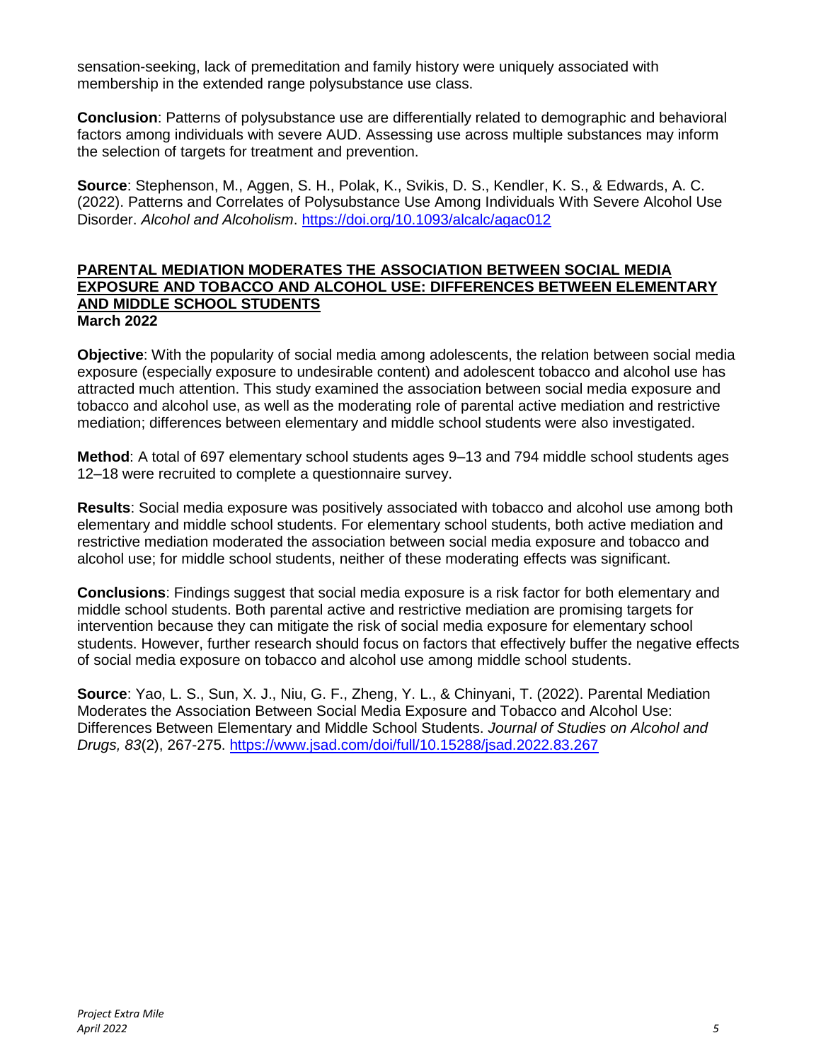sensation-seeking, lack of premeditation and family history were uniquely associated with membership in the extended range polysubstance use class.

**Conclusion**: Patterns of polysubstance use are differentially related to demographic and behavioral factors among individuals with severe AUD. Assessing use across multiple substances may inform the selection of targets for treatment and prevention.

**Source**: Stephenson, M., Aggen, S. H., Polak, K., Svikis, D. S., Kendler, K. S., & Edwards, A. C. (2022). Patterns and Correlates of Polysubstance Use Among Individuals With Severe Alcohol Use Disorder. *Alcohol and Alcoholism*. https://doi.org/10.1093/alcalc/agac012

## PARENTAL MEDIATION MODERATES THE ASSOCIATION BETWEEN SOCIAL MEDIA EXPOSURE AND TOBACCO AND ALCOHOL USE: DIFFERENCES BETWEEN ELEMENTARY AND MIDDLE SCHOOL STUDENTS

**March 2022**

**Objective**: With the popularity of social media among adolescents, the relation between social media exposure (especially exposure to undesirable content) and adolescent tobacco and alcohol use has attracted much attention. This study examined the association between social media exposure and tobacco and alcohol use, as well as the moderating role of parental active mediation and restrictive mediation; differences between elementary and middle school students were also investigated.

**Method**: A total of 697 elementary school students ages 9–13 and 794 middle school students ages 12–18 were recruited to complete a questionnaire survey.

**Results**: Social media exposure was positively associated with tobacco and alcohol use among both elementary and middle school students. For elementary school students, both active mediation and restrictive mediation moderated the association between social media exposure and tobacco and alcohol use; for middle school students, neither of these moderating effects was significant.

**Conclusions**: Findings suggest that social media exposure is a risk factor for both elementary and middle school students. Both parental active and restrictive mediation are promising targets for intervention because they can mitigate the risk of social media exposure for elementary school students. However, further research should focus on factors that effectively buffer the negative effects of social media exposure on tobacco and alcohol use among middle school students.

**Source**: Yao, L. S., Sun, X. J., Niu, G. F., Zheng, Y. L., & Chinyani, T. (2022). Parental Mediation Moderates the Association Between Social Media Exposure and Tobacco and Alcohol Use: Differences Between Elementary and Middle School Students. *Journal of Studies on Alcohol and Drugs, 83*(2), 267-275. https://www.jsad.com/doi/full/10.15288/jsad.2022.83.267